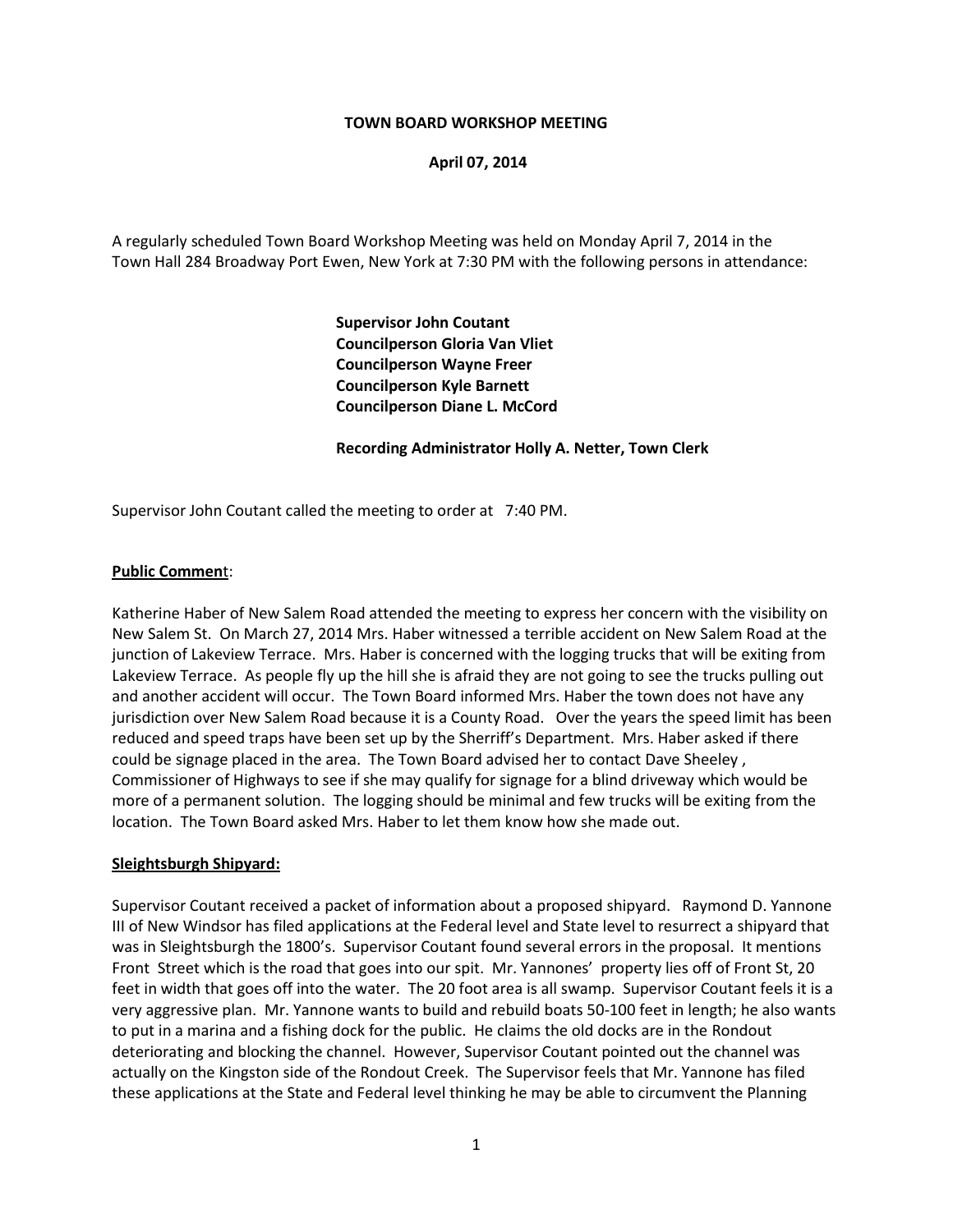**TOWN BOARD WORKSHOP MEETING**

**April 07, 2014**

A regularly scheduled Town Board Workshop Meeting was held on Monday April 7, 2014 in the Town Hall 284 Broadway Port Ewen, New York at 7:30 PM with the following persons in attendance:

**Supervisor John Coutant**
**Councilperson Gloria Van Vliet**
**Councilperson Wayne Freer**
**Councilperson Kyle Barnett**
**Councilperson Diane L. McCord**

**Recording Administrator Holly A. Netter, Town Clerk**

Supervisor John Coutant called the meeting to order at 7:40 PM.

**Public Comment**:

Katherine Haber of New Salem Road attended the meeting to express her concern with the visibility on New Salem St. On March 27, 2014 Mrs. Haber witnessed a terrible accident on New Salem Road at the junction of Lakeview Terrace. Mrs. Haber is concerned with the logging trucks that will be exiting from Lakeview Terrace. As people fly up the hill she is afraid they are not going to see the trucks pulling out and another accident will occur. The Town Board informed Mrs. Haber the town does not have any jurisdiction over New Salem Road because it is a County Road. Over the years the speed limit has been reduced and speed traps have been set up by the Sherriff's Department. Mrs. Haber asked if there could be signage placed in the area. The Town Board advised her to contact Dave Sheeley , Commissioner of Highways to see if she may qualify for signage for a blind driveway which would be more of a permanent solution. The logging should be minimal and few trucks will be exiting from the location. The Town Board asked Mrs. Haber to let them know how she made out.

**Sleightsburgh Shipyard:**

Supervisor Coutant received a packet of information about a proposed shipyard. Raymond D. Yannone III of New Windsor has filed applications at the Federal level and State level to resurrect a shipyard that was in Sleightsburgh the 1800's. Supervisor Coutant found several errors in the proposal. It mentions Front Street which is the road that goes into our spit. Mr. Yannones' property lies off of Front St, 20 feet in width that goes off into the water. The 20 foot area is all swamp. Supervisor Coutant feels it is a very aggressive plan. Mr. Yannone wants to build and rebuild boats 50-100 feet in length; he also wants to put in a marina and a fishing dock for the public. He claims the old docks are in the Rondout deteriorating and blocking the channel. However, Supervisor Coutant pointed out the channel was actually on the Kingston side of the Rondout Creek. The Supervisor feels that Mr. Yannone has filed these applications at the State and Federal level thinking he may be able to circumvent the Planning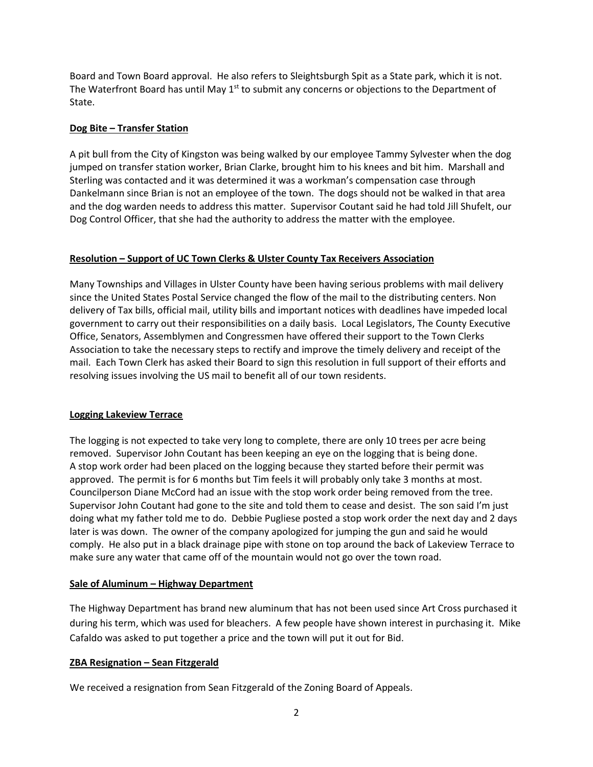Board and Town Board approval. He also refers to Sleightsburgh Spit as a State park, which it is not. The Waterfront Board has until May 1st to submit any concerns or objections to the Department of State.

**Dog Bite – Transfer Station**

A pit bull from the City of Kingston was being walked by our employee Tammy Sylvester when the dog jumped on transfer station worker, Brian Clarke, brought him to his knees and bit him. Marshall and Sterling was contacted and it was determined it was a workman's compensation case through Dankelmann since Brian is not an employee of the town. The dogs should not be walked in that area and the dog warden needs to address this matter. Supervisor Coutant said he had told Jill Shufelt, our Dog Control Officer, that she had the authority to address the matter with the employee.

**Resolution – Support of UC Town Clerks & Ulster County Tax Receivers Association**

Many Townships and Villages in Ulster County have been having serious problems with mail delivery since the United States Postal Service changed the flow of the mail to the distributing centers. Non delivery of Tax bills, official mail, utility bills and important notices with deadlines have impeded local government to carry out their responsibilities on a daily basis. Local Legislators, The County Executive Office, Senators, Assemblymen and Congressmen have offered their support to the Town Clerks Association to take the necessary steps to rectify and improve the timely delivery and receipt of the mail. Each Town Clerk has asked their Board to sign this resolution in full support of their efforts and resolving issues involving the US mail to benefit all of our town residents.

**Logging Lakeview Terrace**

The logging is not expected to take very long to complete, there are only 10 trees per acre being removed. Supervisor John Coutant has been keeping an eye on the logging that is being done. A stop work order had been placed on the logging because they started before their permit was approved. The permit is for 6 months but Tim feels it will probably only take 3 months at most. Councilperson Diane McCord had an issue with the stop work order being removed from the tree. Supervisor John Coutant had gone to the site and told them to cease and desist. The son said I'm just doing what my father told me to do. Debbie Pugliese posted a stop work order the next day and 2 days later is was down. The owner of the company apologized for jumping the gun and said he would comply. He also put in a black drainage pipe with stone on top around the back of Lakeview Terrace to make sure any water that came off of the mountain would not go over the town road.

**Sale of Aluminum – Highway Department**

The Highway Department has brand new aluminum that has not been used since Art Cross purchased it during his term, which was used for bleachers. A few people have shown interest in purchasing it. Mike Cafaldo was asked to put together a price and the town will put it out for Bid.

**ZBA Resignation – Sean Fitzgerald**

We received a resignation from Sean Fitzgerald of the Zoning Board of Appeals.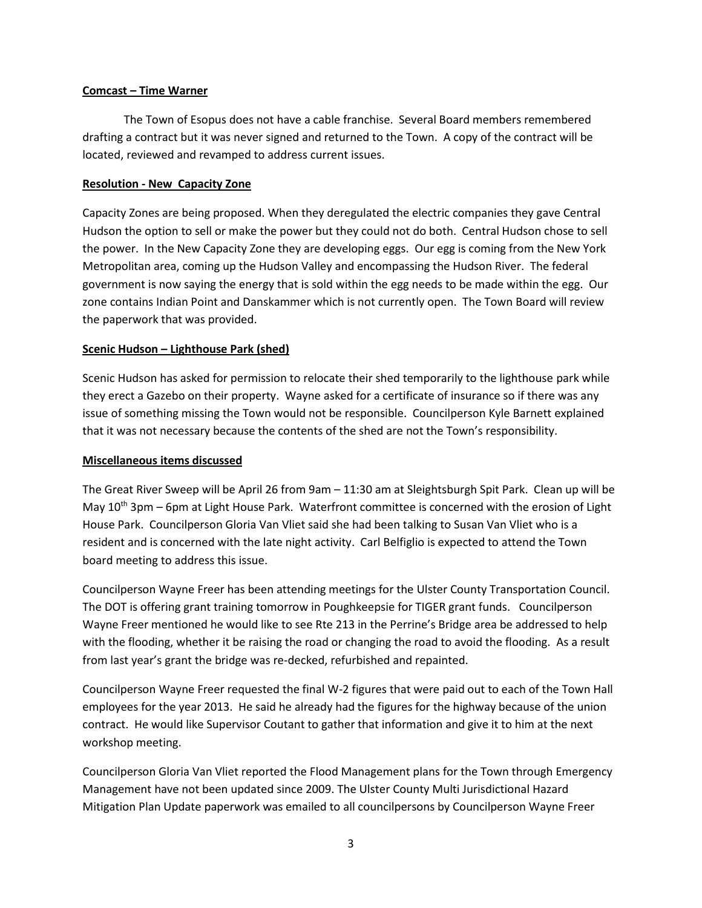**Comcast – Time Warner**

The Town of Esopus does not have a cable franchise. Several Board members remembered drafting a contract but it was never signed and returned to the Town. A copy of the contract will be located, reviewed and revamped to address current issues.

**Resolution - New Capacity Zone**

Capacity Zones are being proposed. When they deregulated the electric companies they gave Central Hudson the option to sell or make the power but they could not do both. Central Hudson chose to sell the power. In the New Capacity Zone they are developing eggs. Our egg is coming from the New York Metropolitan area, coming up the Hudson Valley and encompassing the Hudson River. The federal government is now saying the energy that is sold within the egg needs to be made within the egg. Our zone contains Indian Point and Danskammer which is not currently open. The Town Board will review the paperwork that was provided.

**Scenic Hudson – Lighthouse Park (shed)**

Scenic Hudson has asked for permission to relocate their shed temporarily to the lighthouse park while they erect a Gazebo on their property. Wayne asked for a certificate of insurance so if there was any issue of something missing the Town would not be responsible. Councilperson Kyle Barnett explained that it was not necessary because the contents of the shed are not the Town's responsibility.

**Miscellaneous items discussed**

The Great River Sweep will be April 26 from 9am – 11:30 am at Sleightsburgh Spit Park. Clean up will be May 10th 3pm – 6pm at Light House Park. Waterfront committee is concerned with the erosion of Light House Park. Councilperson Gloria Van Vliet said she had been talking to Susan Van Vliet who is a resident and is concerned with the late night activity. Carl Belfiglio is expected to attend the Town board meeting to address this issue.

Councilperson Wayne Freer has been attending meetings for the Ulster County Transportation Council. The DOT is offering grant training tomorrow in Poughkeepsie for TIGER grant funds. Councilperson Wayne Freer mentioned he would like to see Rte 213 in the Perrine's Bridge area be addressed to help with the flooding, whether it be raising the road or changing the road to avoid the flooding. As a result from last year's grant the bridge was re-decked, refurbished and repainted.

Councilperson Wayne Freer requested the final W-2 figures that were paid out to each of the Town Hall employees for the year 2013. He said he already had the figures for the highway because of the union contract. He would like Supervisor Coutant to gather that information and give it to him at the next workshop meeting.

Councilperson Gloria Van Vliet reported the Flood Management plans for the Town through Emergency Management have not been updated since 2009. The Ulster County Multi Jurisdictional Hazard Mitigation Plan Update paperwork was emailed to all councilpersons by Councilperson Wayne Freer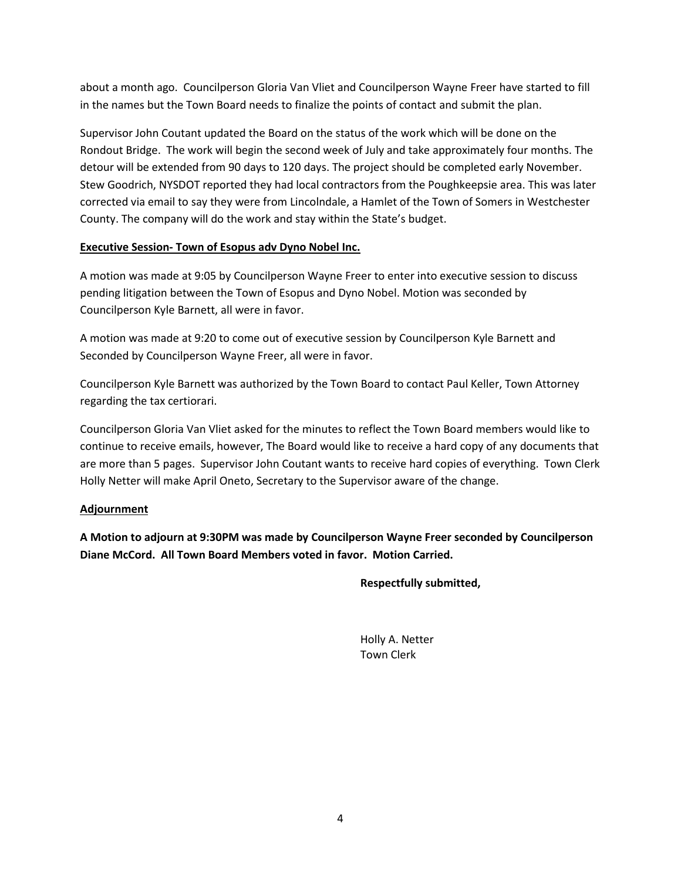about a month ago. Councilperson Gloria Van Vliet and Councilperson Wayne Freer have started to fill in the names but the Town Board needs to finalize the points of contact and submit the plan.

Supervisor John Coutant updated the Board on the status of the work which will be done on the Rondout Bridge. The work will begin the second week of July and take approximately four months. The detour will be extended from 90 days to 120 days. The project should be completed early November. Stew Goodrich, NYSDOT reported they had local contractors from the Poughkeepsie area. This was later corrected via email to say they were from Lincolndale, a Hamlet of the Town of Somers in Westchester County. The company will do the work and stay within the State's budget.

**Executive Session- Town of Esopus adv Dyno Nobel Inc.**

A motion was made at 9:05 by Councilperson Wayne Freer to enter into executive session to discuss pending litigation between the Town of Esopus and Dyno Nobel. Motion was seconded by Councilperson Kyle Barnett, all were in favor.

A motion was made at 9:20 to come out of executive session by Councilperson Kyle Barnett and Seconded by Councilperson Wayne Freer, all were in favor.

Councilperson Kyle Barnett was authorized by the Town Board to contact Paul Keller, Town Attorney regarding the tax certiorari.

Councilperson Gloria Van Vliet asked for the minutes to reflect the Town Board members would like to continue to receive emails, however, The Board would like to receive a hard copy of any documents that are more than 5 pages. Supervisor John Coutant wants to receive hard copies of everything. Town Clerk Holly Netter will make April Oneto, Secretary to the Supervisor aware of the change.

**Adjournment**

**A Motion to adjourn at 9:30PM was made by Councilperson Wayne Freer seconded by Councilperson Diane McCord. All Town Board Members voted in favor. Motion Carried.**

**Respectfully submitted,**

Holly A. Netter
Town Clerk